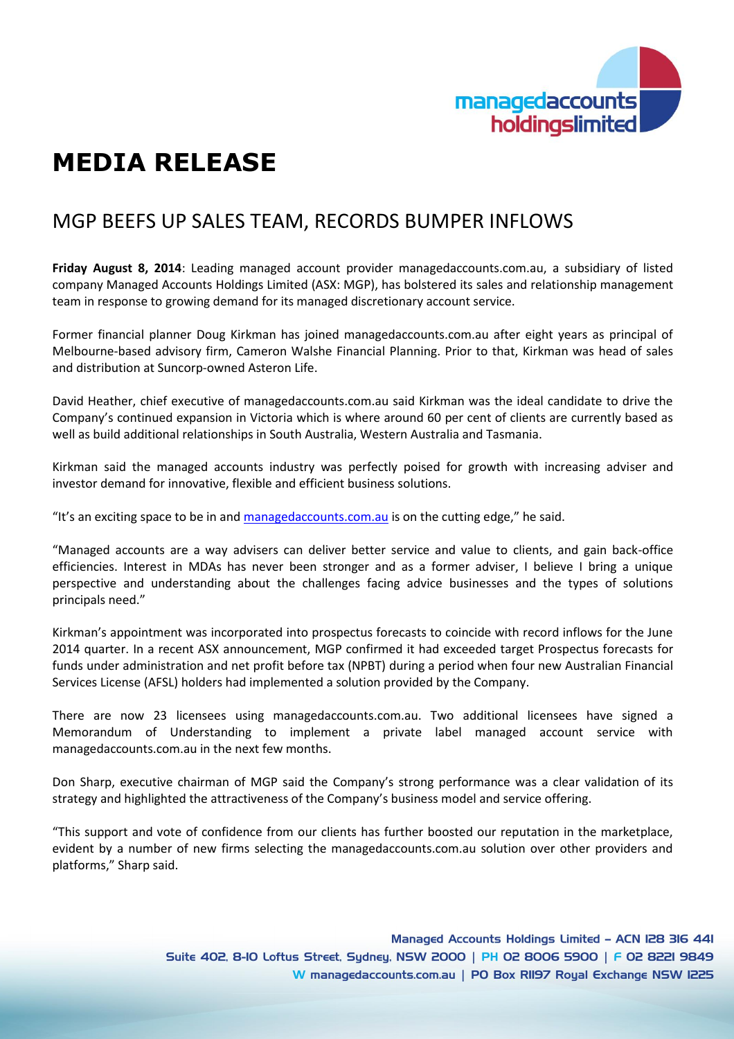# MEDIA RELEASE

## MGP BEEFS UP SALES TEAM, RECORDS BUMPER INFLOWS

**Friday August 8, 2014**: Leading managed account provider managedaccounts.com.au, a subsidiary of listed company Managed Accounts Holdings Limited (ASX: MGP), has bolstered its sales and relationship management team in response to growing demand for its managed discretionary account service.

Former financial planner Doug Kirkman has joined managedaccounts.com.au after eight years as principal of Melbourne-based advisory firm, Cameron Walshe Financial Planning. Prior to that, Kirkman was head of sales and distribution at Suncorp-owned Asteron Life.

David Heather, chief executive of managedaccounts.com.au said Kirkman was the ideal candidate to drive the Company's continued expansion in Victoria which is where around 60 per cent of clients are currently based as well as build additional relationships in South Australia, Western Australia and Tasmania.

Kirkman said the managed accounts industry was perfectly poised for growth with increasing adviser and investor demand for innovative, flexible and efficient business solutions.

"It's an exciting space to be in and managedaccounts.com.au is on the cutting edge," he said.

"Managed accounts are a way advisers can deliver better service and value to clients, and gain back-office efficiencies. Interest in MDAs has never been stronger and as a former adviser, I believe I bring a unique perspective and understanding about the challenges facing advice businesses and the types of solutions principals need."

Kirkman's appointment was incorporated into prospectus forecasts to coincide with record inflows for the June 2014 quarter. In a recent ASX announcement, MGP confirmed it had exceeded target Prospectus forecasts for funds under administration and net profit before tax (NPBT) during a period when four new Australian Financial Services License (AFSL) holders had implemented a solution provided by the Company.

There are now 23 licensees using managedaccounts.com.au. Two additional licensees have signed a Memorandum of Understanding to implement a private label managed account service with managedaccounts.com.au in the next few months.

Don Sharp, executive chairman of MGP said the Company's strong performance was a clear validation of its strategy and highlighted the attractiveness of the Company's business model and service offering.

"This support and vote of confidence from our clients has further boosted our reputation in the marketplace, evident by a number of new firms selecting the managedaccounts.com.au solution over other providers and platforms," Sharp said.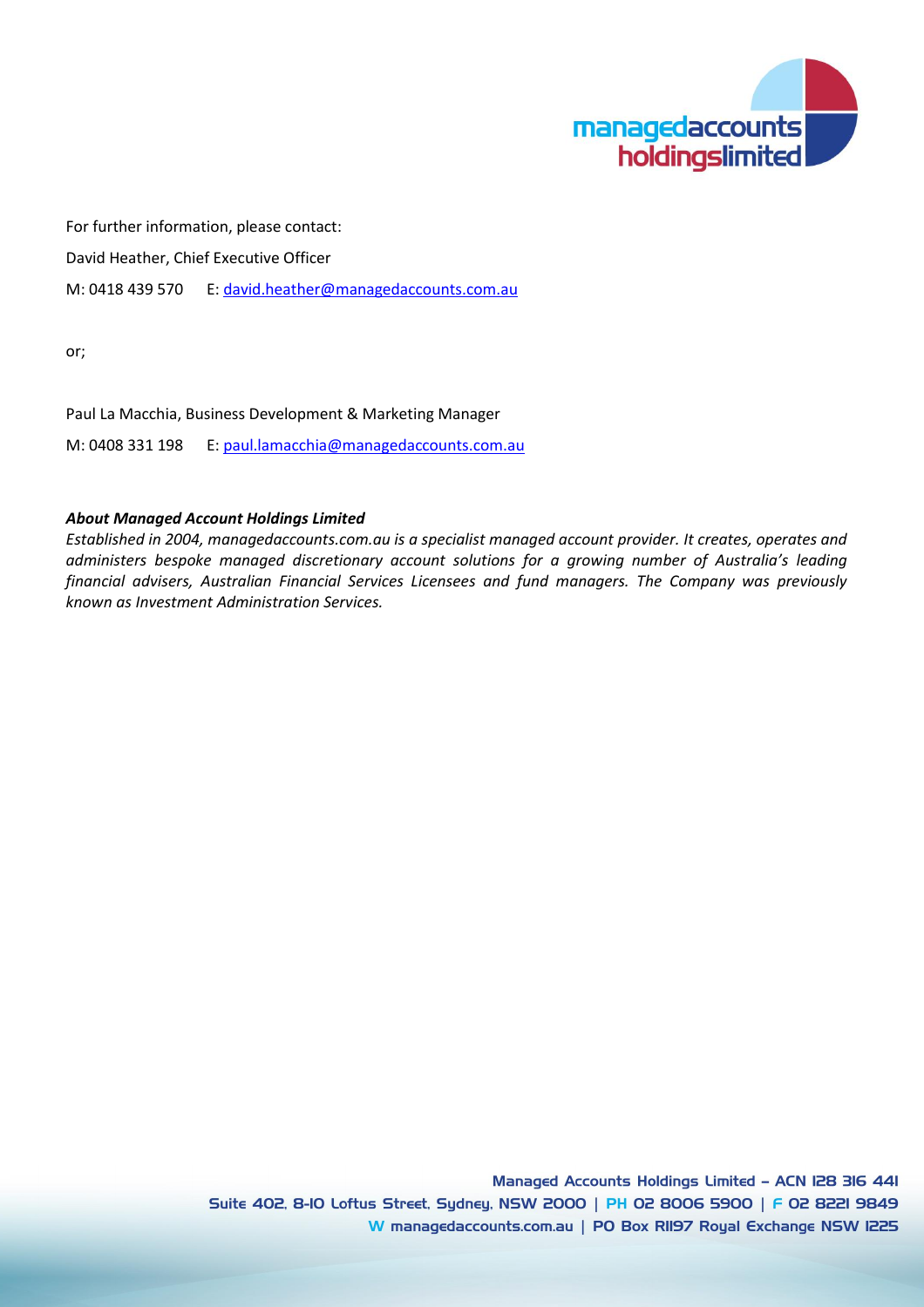For further information, please contact:

David Heather, Chief Executive Officer

M: 0418 439 570 E: david.heather@managedaccounts.com.au

or;

Paul La Macchia, Business Development & Marketing Manager

M: 0408 331 198 E: paul.lamacchia@managedaccounts.com.au

***About Managed Account Holdings Limited***

*Established in 2004, managedaccounts.com.au is a specialist managed account provider. It creates, operates and administers bespoke managed discretionary account solutions for a growing number of Australia's leading financial advisers, Australian Financial Services Licensees and fund managers. The Company was previously known as Investment Administration Services.*